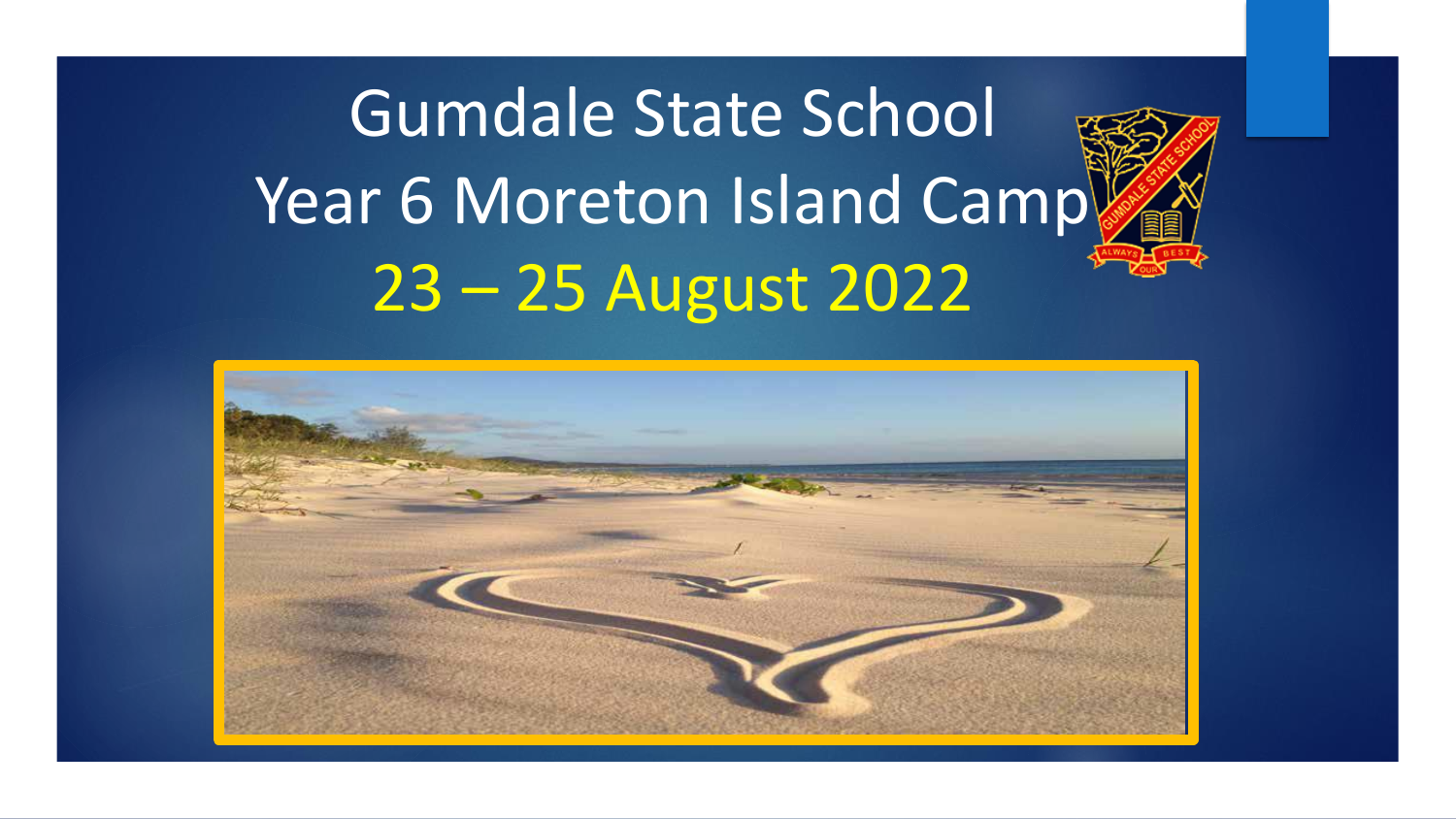# Gumdale State School

# Year 6 Moreton Island Camp

## 23 – 25 August 2022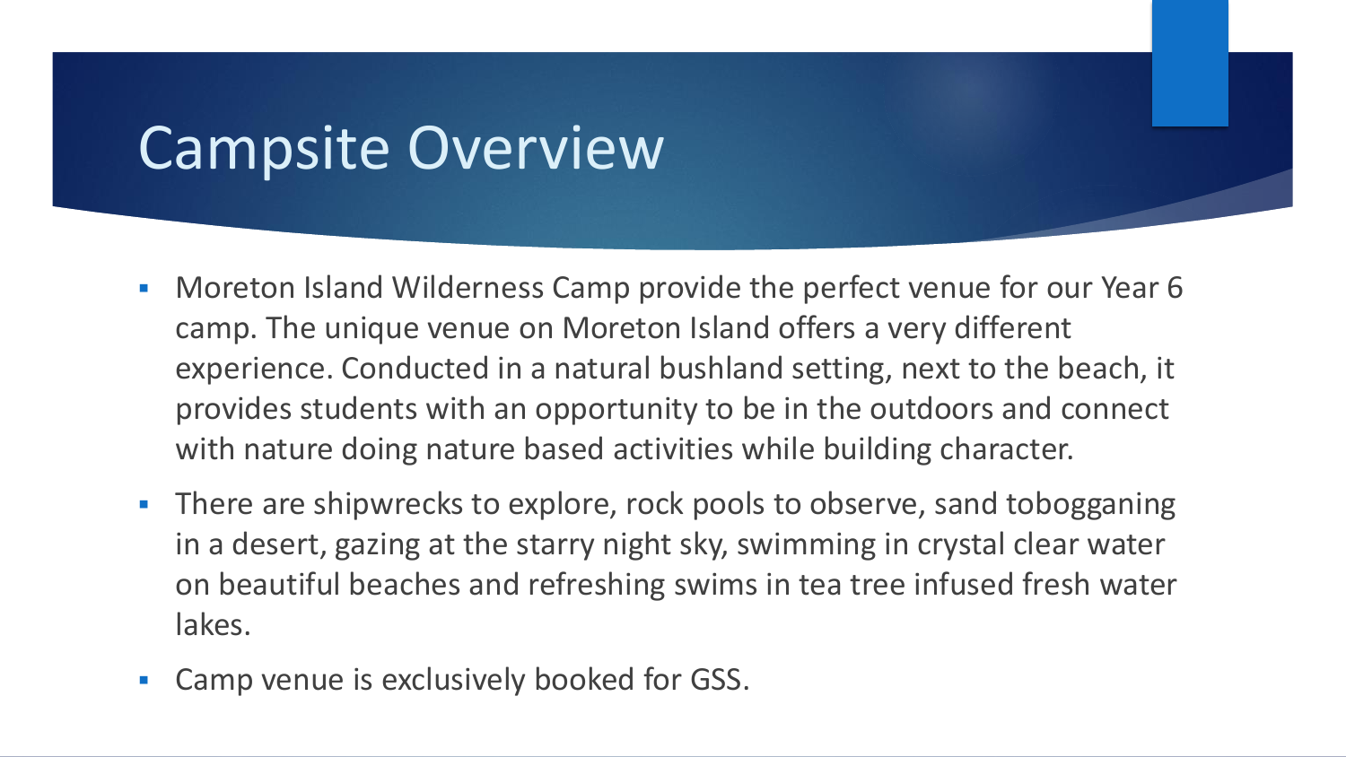# Campsite Overview

- Moreton Island Wilderness Camp provide the perfect venue for our Year 6 camp. The unique venue on Moreton Island offers a very different experience. Conducted in a natural bushland setting, next to the beach, it provides students with an opportunity to be in the outdoors and connect with nature doing nature based activities while building character.
- There are shipwrecks to explore, rock pools to observe, sand tobogganing in a desert, gazing at the starry night sky, swimming in crystal clear water on beautiful beaches and refreshing swims in tea tree infused fresh water lakes.
- Camp venue is exclusively booked for GSS.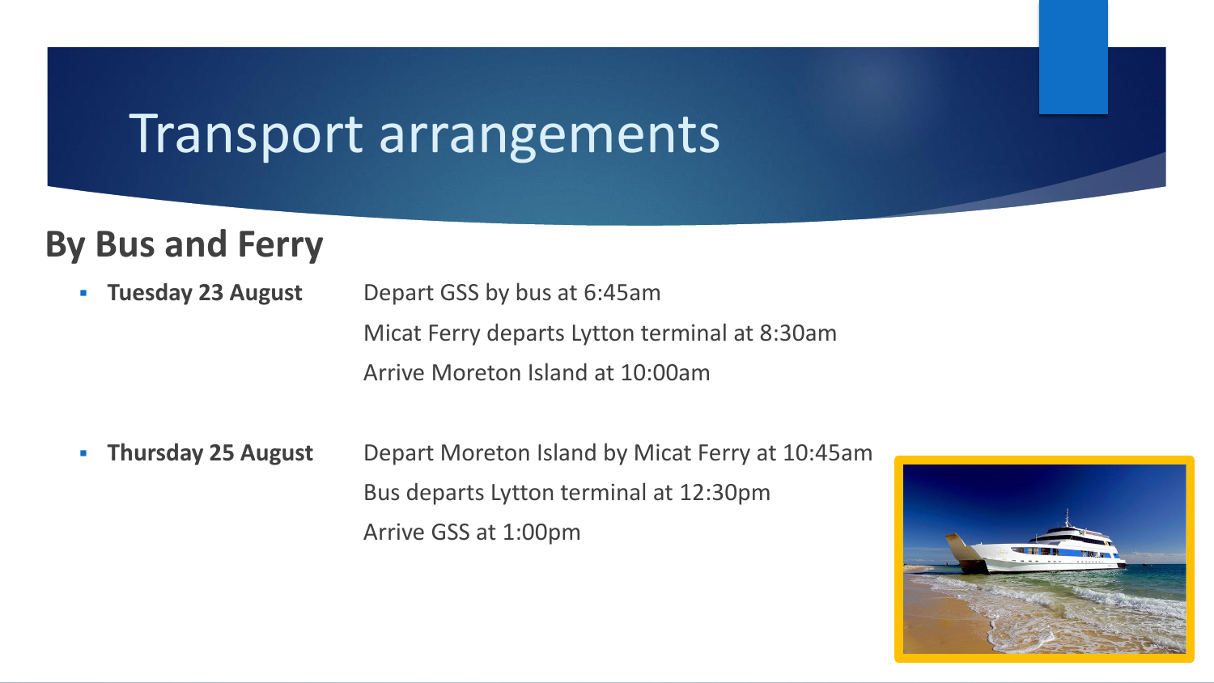# Transport arrangements

## By Bus and Ferry

- **Tuesday 23 August**

  Depart GSS by bus at 6:45am

  Micat Ferry departs Lytton terminal at 8:30am

  Arrive Moreton Island at 10:00am

- **Thursday 25 August**

  Depart Moreton Island by Micat Ferry at 10:45am

  Bus departs Lytton terminal at 12:30pm

  Arrive GSS at 1:00pm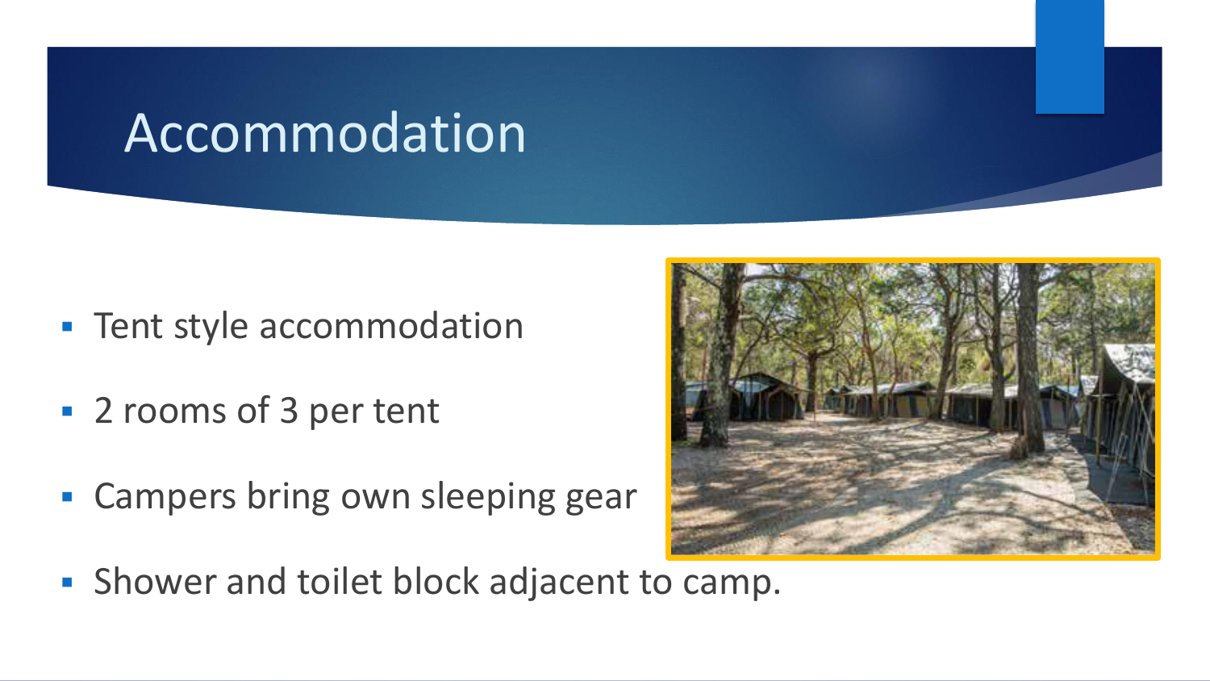# Accommodation

- Tent style accommodation
- 2 rooms of 3 per tent
- Campers bring own sleeping gear
- Shower and toilet block adjacent to camp.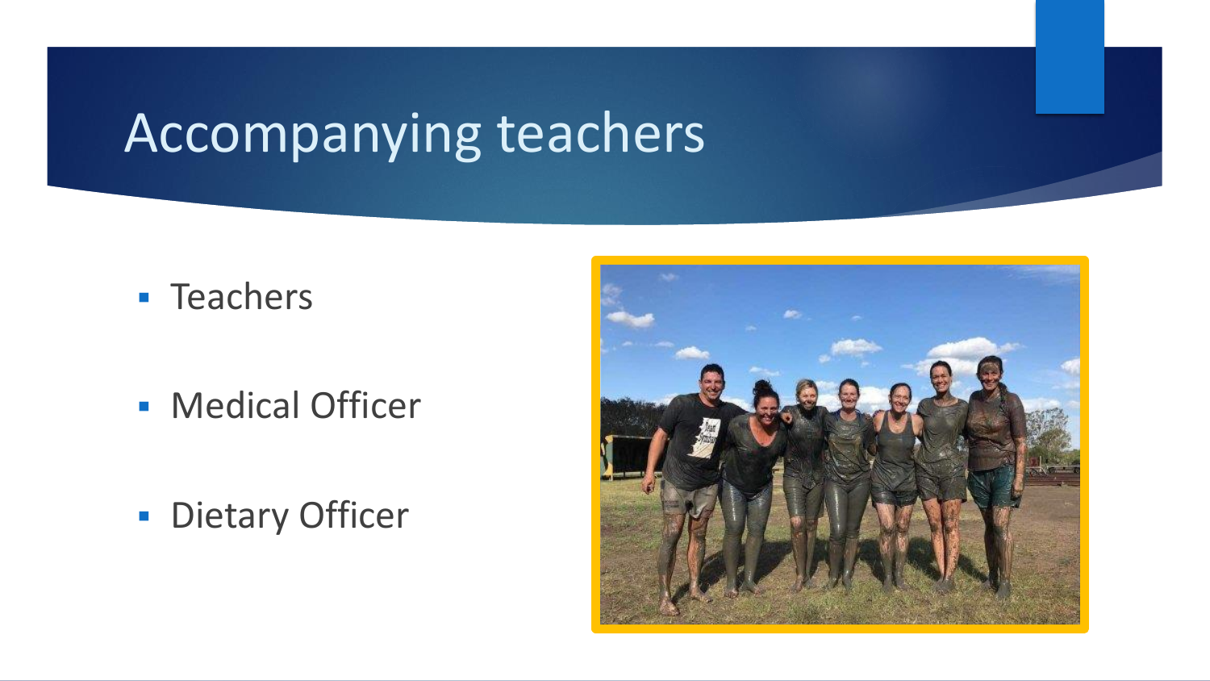# Accompanying teachers

- Teachers
- Medical Officer
- Dietary Officer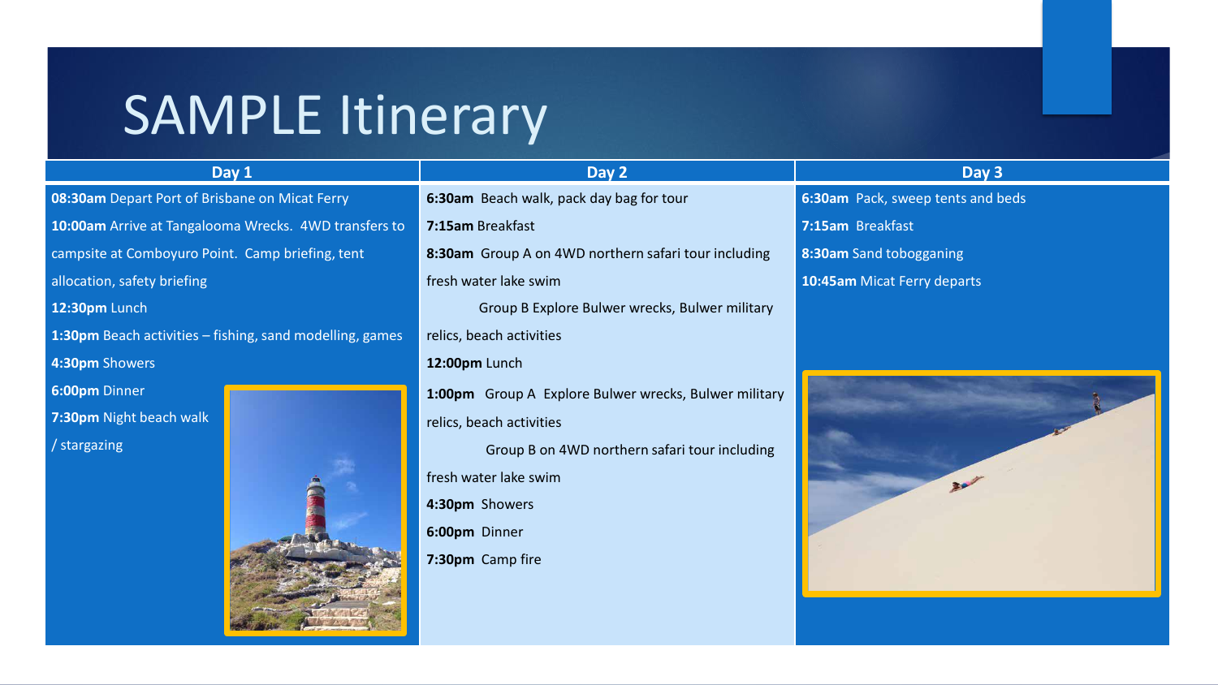# SAMPLE Itinerary

| Day 1 | Day 2 | Day 3 |
|---|---|---|
| **08:30am** Depart Port of Brisbane on Micat Ferry | **6:30am** Beach walk, pack day bag for tour | **6:30am** Pack, sweep tents and beds |
| **10:00am** Arrive at Tangalooma Wrecks. 4WD transfers to campsite at Comboyuro Point. Camp briefing, tent allocation, safety briefing | **7:15am** Breakfast | **7:15am** Breakfast |
| **12:30pm** Lunch | **8:30am** Group A on 4WD northern safari tour including fresh water lake swim<br>Group B Explore Bulwer wrecks, Bulwer military relics, beach activities | **8:30am** Sand tobogganing |
| **1:30pm** Beach activities – fishing, sand modelling, games | **12:00pm** Lunch | **10:45am** Micat Ferry departs |
| **4:30pm** Showers | **1:00pm** Group A Explore Bulwer wrecks, Bulwer military relics, beach activities<br>Group B on 4WD northern safari tour including fresh water lake swim | |
| **6:00pm** Dinner | **4:30pm** Showers | |
| **7:30pm** Night beach walk / stargazing | **6:00pm** Dinner | |
| | **7:30pm** Camp fire | |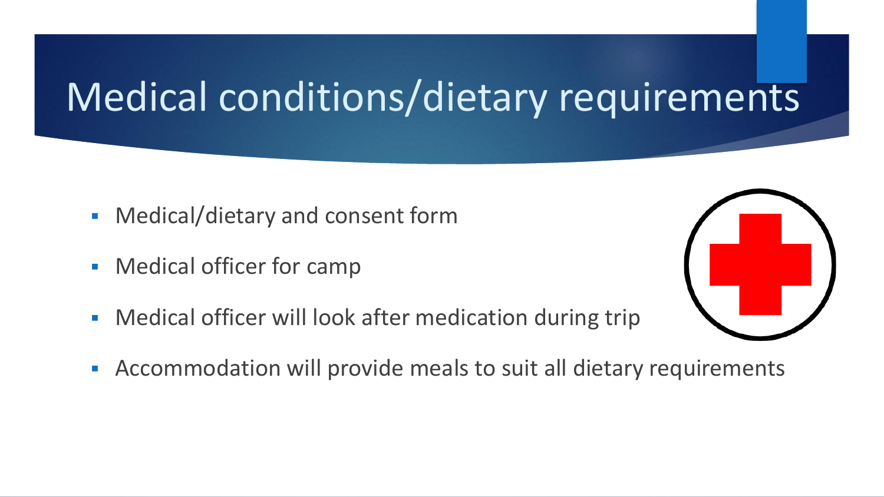# Medical conditions/dietary requirements

- Medical/dietary and consent form
- Medical officer for camp
- Medical officer will look after medication during trip
- Accommodation will provide meals to suit all dietary requirements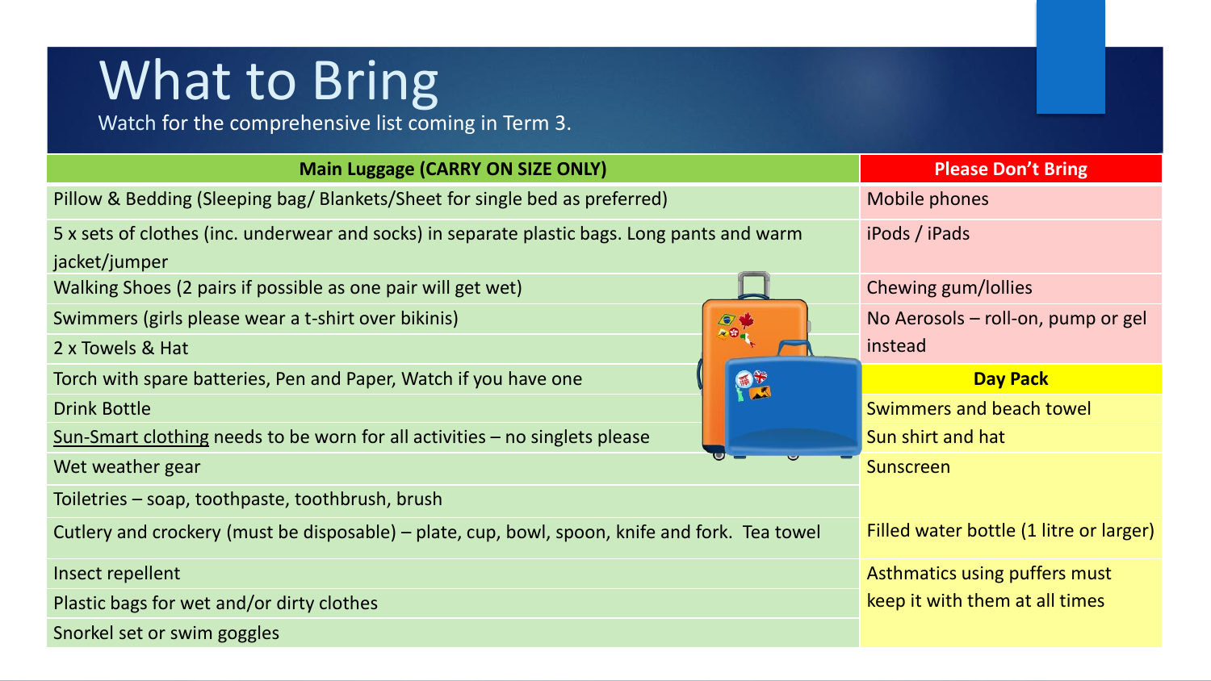# What to Bring

Watch for the comprehensive list coming in Term 3.

| Main Luggage (CARRY ON SIZE ONLY) | Please Don't Bring |
|---|---|
| Pillow & Bedding (Sleeping bag/ Blankets/Sheet for single bed as preferred) | Mobile phones |
| 5 x sets of clothes (inc. underwear and socks) in separate plastic bags. Long pants and warm jacket/jumper | iPods / iPads |
| Walking Shoes (2 pairs if possible as one pair will get wet) | Chewing gum/lollies |
| Swimmers (girls please wear a t-shirt over bikinis) | No Aerosols – roll-on, pump or gel instead |
| 2 x Towels & Hat | |
| Torch with spare batteries, Pen and Paper, Watch if you have one | **Day Pack** |
| Drink Bottle | Swimmers and beach towel |
| Sun-Smart clothing needs to be worn for all activities – no singlets please | Sun shirt and hat |
| Wet weather gear | Sunscreen |
| Toiletries – soap, toothpaste, toothbrush, brush | |
| Cutlery and crockery (must be disposable) – plate, cup, bowl, spoon, knife and fork. Tea towel | Filled water bottle (1 litre or larger) |
| Insect repellent | Asthmatics using puffers must keep it with them at all times |
| Plastic bags for wet and/or dirty clothes | |
| Snorkel set or swim goggles | |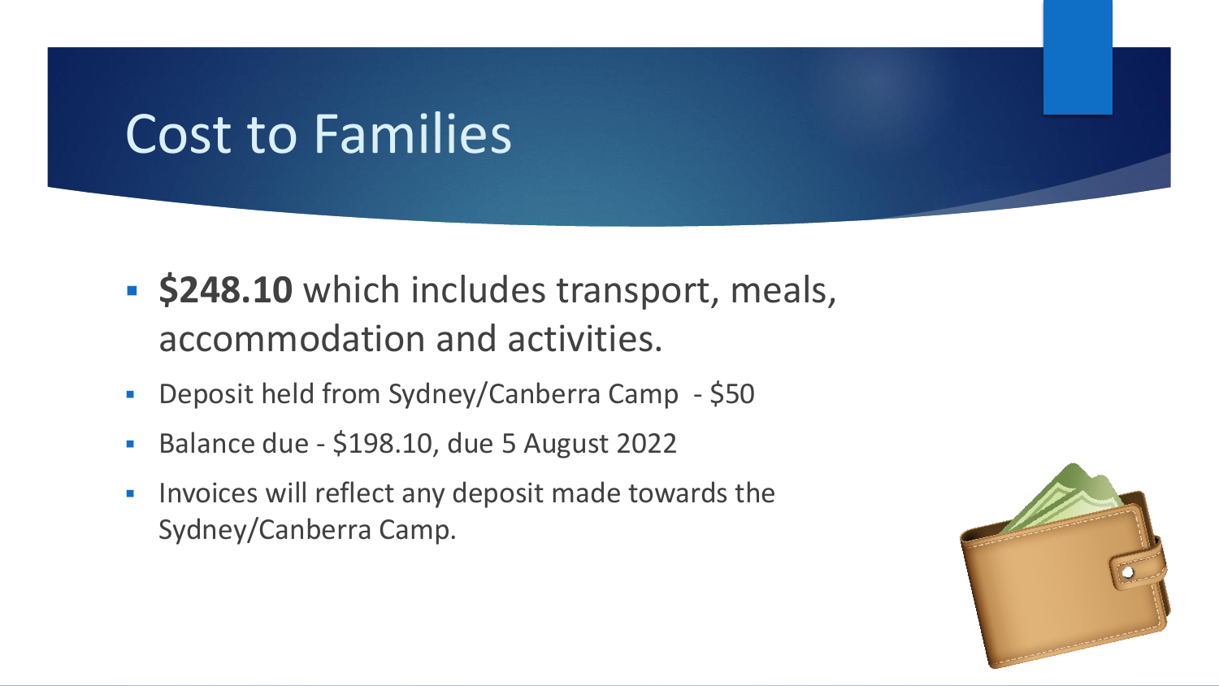# Cost to Families

- **$248.10** which includes transport, meals, accommodation and activities.
- Deposit held from Sydney/Canberra Camp - $50
- Balance due - $198.10, due 5 August 2022
- Invoices will reflect any deposit made towards the Sydney/Canberra Camp.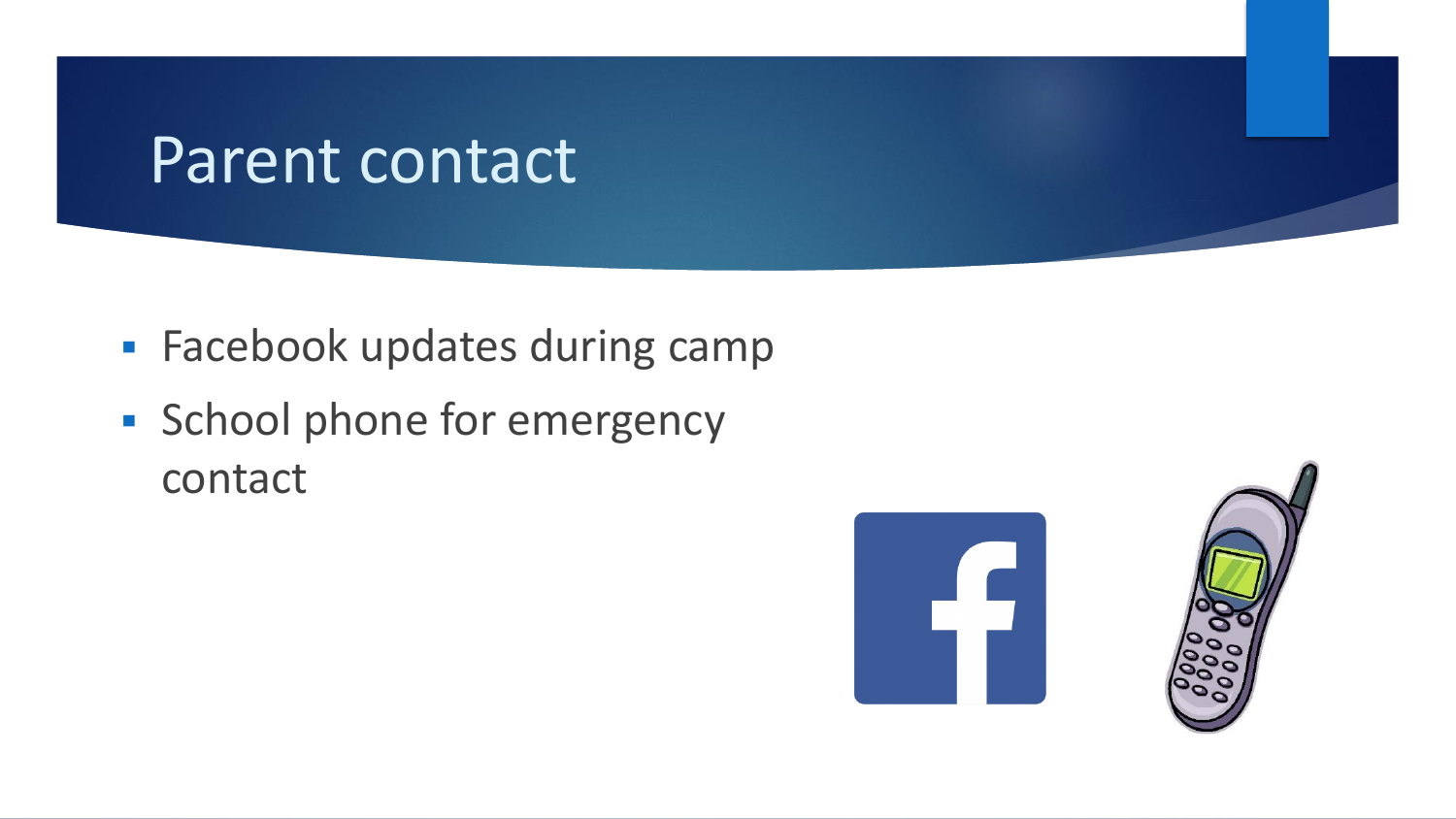# Parent contact

- Facebook updates during camp
- School phone for emergency contact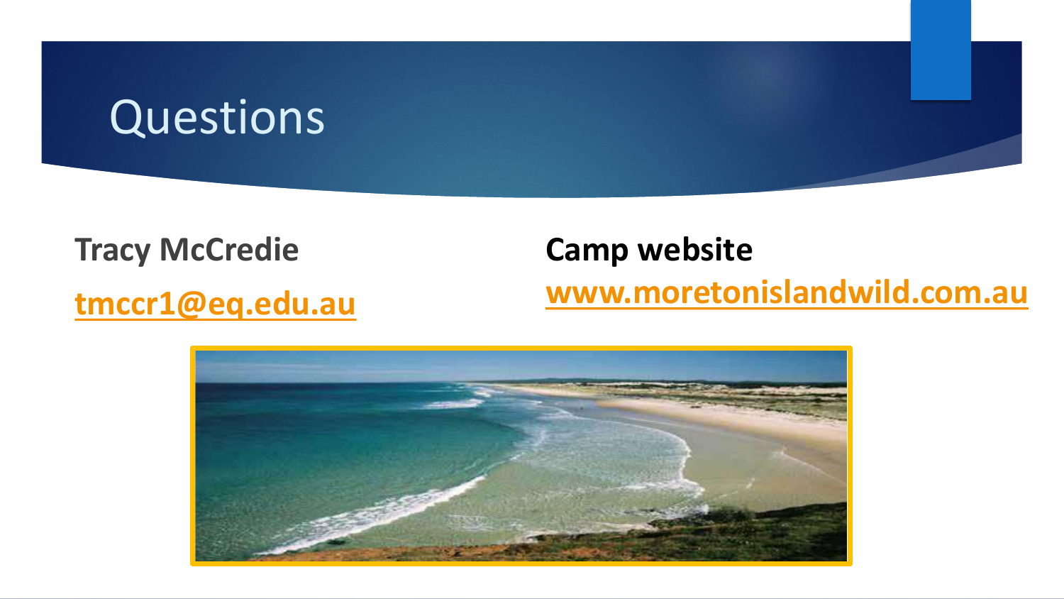# Questions

**Tracy McCredie**

**tmccr1@eq.edu.au**

**Camp website**

**www.moretonislandwild.com.au**